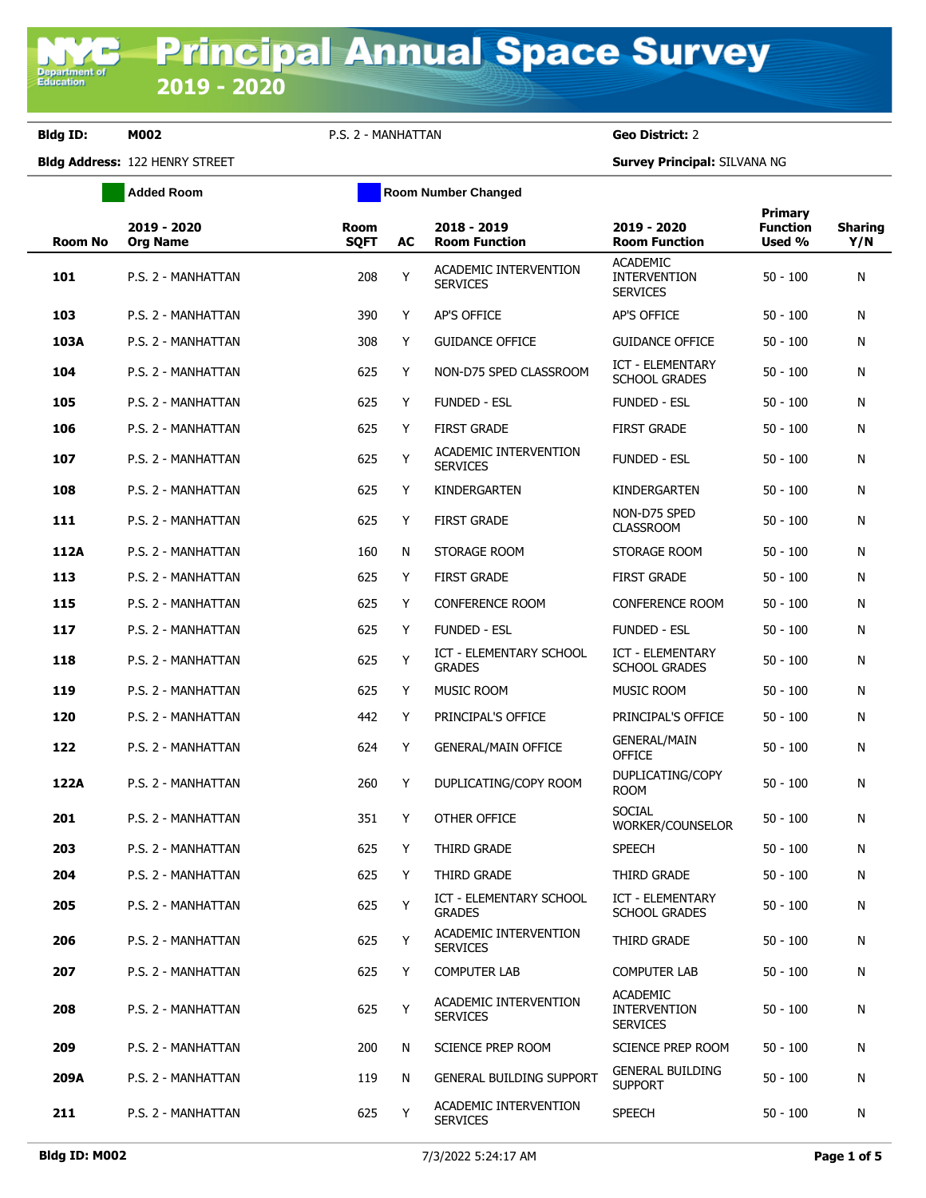# Principal Annual Space Survey 2019 - 2020

**Bldg ID:** M002 P.S. 2 - MANHATTAN **Geo District:** 2

**Bldg Address:** 122 HENRY STREET **Survey Principal:** SILVANA NG

Added Room | Room Number Changed

| Room No | 2019 - 2020 Org Name | Room SQFT | AC | 2018 - 2019 Room Function | 2019 - 2020 Room Function | Primary Function Used % | Sharing Y/N |
|---|---|---|---|---|---|---|---|
| 101 | P.S. 2 - MANHATTAN | 208 | Y | ACADEMIC INTERVENTION SERVICES | ACADEMIC INTERVENTION SERVICES | 50 - 100 | N |
| 103 | P.S. 2 - MANHATTAN | 390 | Y | AP'S OFFICE | AP'S OFFICE | 50 - 100 | N |
| 103A | P.S. 2 - MANHATTAN | 308 | Y | GUIDANCE OFFICE | GUIDANCE OFFICE | 50 - 100 | N |
| 104 | P.S. 2 - MANHATTAN | 625 | Y | NON-D75 SPED CLASSROOM | ICT - ELEMENTARY SCHOOL GRADES | 50 - 100 | N |
| 105 | P.S. 2 - MANHATTAN | 625 | Y | FUNDED - ESL | FUNDED - ESL | 50 - 100 | N |
| 106 | P.S. 2 - MANHATTAN | 625 | Y | FIRST GRADE | FIRST GRADE | 50 - 100 | N |
| 107 | P.S. 2 - MANHATTAN | 625 | Y | ACADEMIC INTERVENTION SERVICES | FUNDED - ESL | 50 - 100 | N |
| 108 | P.S. 2 - MANHATTAN | 625 | Y | KINDERGARTEN | KINDERGARTEN | 50 - 100 | N |
| 111 | P.S. 2 - MANHATTAN | 625 | Y | FIRST GRADE | NON-D75 SPED CLASSROOM | 50 - 100 | N |
| 112A | P.S. 2 - MANHATTAN | 160 | N | STORAGE ROOM | STORAGE ROOM | 50 - 100 | N |
| 113 | P.S. 2 - MANHATTAN | 625 | Y | FIRST GRADE | FIRST GRADE | 50 - 100 | N |
| 115 | P.S. 2 - MANHATTAN | 625 | Y | CONFERENCE ROOM | CONFERENCE ROOM | 50 - 100 | N |
| 117 | P.S. 2 - MANHATTAN | 625 | Y | FUNDED - ESL | FUNDED - ESL | 50 - 100 | N |
| 118 | P.S. 2 - MANHATTAN | 625 | Y | ICT - ELEMENTARY SCHOOL GRADES | ICT - ELEMENTARY SCHOOL GRADES | 50 - 100 | N |
| 119 | P.S. 2 - MANHATTAN | 625 | Y | MUSIC ROOM | MUSIC ROOM | 50 - 100 | N |
| 120 | P.S. 2 - MANHATTAN | 442 | Y | PRINCIPAL'S OFFICE | PRINCIPAL'S OFFICE | 50 - 100 | N |
| 122 | P.S. 2 - MANHATTAN | 624 | Y | GENERAL/MAIN OFFICE | GENERAL/MAIN OFFICE | 50 - 100 | N |
| 122A | P.S. 2 - MANHATTAN | 260 | Y | DUPLICATING/COPY ROOM | DUPLICATING/COPY ROOM | 50 - 100 | N |
| 201 | P.S. 2 - MANHATTAN | 351 | Y | OTHER OFFICE | SOCIAL WORKER/COUNSELOR | 50 - 100 | N |
| 203 | P.S. 2 - MANHATTAN | 625 | Y | THIRD GRADE | SPEECH | 50 - 100 | N |
| 204 | P.S. 2 - MANHATTAN | 625 | Y | THIRD GRADE | THIRD GRADE | 50 - 100 | N |
| 205 | P.S. 2 - MANHATTAN | 625 | Y | ICT - ELEMENTARY SCHOOL GRADES | ICT - ELEMENTARY SCHOOL GRADES | 50 - 100 | N |
| 206 | P.S. 2 - MANHATTAN | 625 | Y | ACADEMIC INTERVENTION SERVICES | THIRD GRADE | 50 - 100 | N |
| 207 | P.S. 2 - MANHATTAN | 625 | Y | COMPUTER LAB | COMPUTER LAB | 50 - 100 | N |
| 208 | P.S. 2 - MANHATTAN | 625 | Y | ACADEMIC INTERVENTION SERVICES | ACADEMIC INTERVENTION SERVICES | 50 - 100 | N |
| 209 | P.S. 2 - MANHATTAN | 200 | N | SCIENCE PREP ROOM | SCIENCE PREP ROOM | 50 - 100 | N |
| 209A | P.S. 2 - MANHATTAN | 119 | N | GENERAL BUILDING SUPPORT | GENERAL BUILDING SUPPORT | 50 - 100 | N |
| 211 | P.S. 2 - MANHATTAN | 625 | Y | ACADEMIC INTERVENTION SERVICES | SPEECH | 50 - 100 | N |

Bldg ID: M002 7/3/2022 5:24:17 AM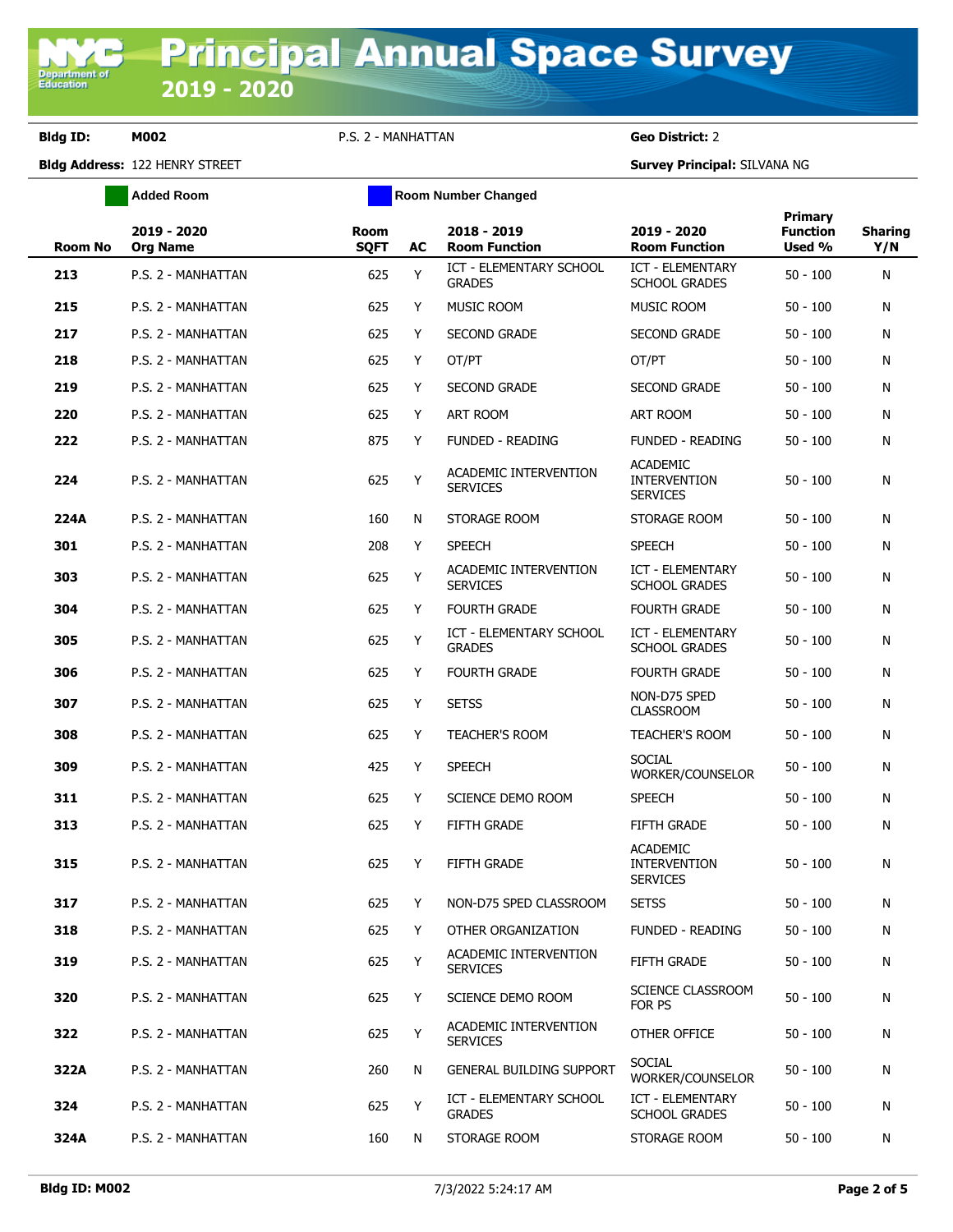# Principal Annual Space Survey 2019 - 2020

**Bldg ID:** M002 P.S. 2 - MANHATTAN **Geo District:** 2

**Bldg Address:** 122 HENRY STREET **Survey Principal:** SILVANA NG

Added Room | Room Number Changed

| Room No | 2019 - 2020 Org Name | Room SQFT | AC | 2018 - 2019 Room Function | 2019 - 2020 Room Function | Primary Function Used % | Sharing Y/N |
|---|---|---|---|---|---|---|---|
| 213 | P.S. 2 - MANHATTAN | 625 | Y | ICT - ELEMENTARY SCHOOL GRADES | ICT - ELEMENTARY SCHOOL GRADES | 50 - 100 | N |
| 215 | P.S. 2 - MANHATTAN | 625 | Y | MUSIC ROOM | MUSIC ROOM | 50 - 100 | N |
| 217 | P.S. 2 - MANHATTAN | 625 | Y | SECOND GRADE | SECOND GRADE | 50 - 100 | N |
| 218 | P.S. 2 - MANHATTAN | 625 | Y | OT/PT | OT/PT | 50 - 100 | N |
| 219 | P.S. 2 - MANHATTAN | 625 | Y | SECOND GRADE | SECOND GRADE | 50 - 100 | N |
| 220 | P.S. 2 - MANHATTAN | 625 | Y | ART ROOM | ART ROOM | 50 - 100 | N |
| 222 | P.S. 2 - MANHATTAN | 875 | Y | FUNDED - READING | FUNDED - READING | 50 - 100 | N |
| 224 | P.S. 2 - MANHATTAN | 625 | Y | ACADEMIC INTERVENTION SERVICES | ACADEMIC INTERVENTION SERVICES | 50 - 100 | N |
| 224A | P.S. 2 - MANHATTAN | 160 | N | STORAGE ROOM | STORAGE ROOM | 50 - 100 | N |
| 301 | P.S. 2 - MANHATTAN | 208 | Y | SPEECH | SPEECH | 50 - 100 | N |
| 303 | P.S. 2 - MANHATTAN | 625 | Y | ACADEMIC INTERVENTION SERVICES | ICT - ELEMENTARY SCHOOL GRADES | 50 - 100 | N |
| 304 | P.S. 2 - MANHATTAN | 625 | Y | FOURTH GRADE | FOURTH GRADE | 50 - 100 | N |
| 305 | P.S. 2 - MANHATTAN | 625 | Y | ICT - ELEMENTARY SCHOOL GRADES | ICT - ELEMENTARY SCHOOL GRADES | 50 - 100 | N |
| 306 | P.S. 2 - MANHATTAN | 625 | Y | FOURTH GRADE | FOURTH GRADE | 50 - 100 | N |
| 307 | P.S. 2 - MANHATTAN | 625 | Y | SETSS | NON-D75 SPED CLASSROOM | 50 - 100 | N |
| 308 | P.S. 2 - MANHATTAN | 625 | Y | TEACHER'S ROOM | TEACHER'S ROOM | 50 - 100 | N |
| 309 | P.S. 2 - MANHATTAN | 425 | Y | SPEECH | SOCIAL WORKER/COUNSELOR | 50 - 100 | N |
| 311 | P.S. 2 - MANHATTAN | 625 | Y | SCIENCE DEMO ROOM | SPEECH | 50 - 100 | N |
| 313 | P.S. 2 - MANHATTAN | 625 | Y | FIFTH GRADE | FIFTH GRADE | 50 - 100 | N |
| 315 | P.S. 2 - MANHATTAN | 625 | Y | FIFTH GRADE | ACADEMIC INTERVENTION SERVICES | 50 - 100 | N |
| 317 | P.S. 2 - MANHATTAN | 625 | Y | NON-D75 SPED CLASSROOM | SETSS | 50 - 100 | N |
| 318 | P.S. 2 - MANHATTAN | 625 | Y | OTHER ORGANIZATION | FUNDED - READING | 50 - 100 | N |
| 319 | P.S. 2 - MANHATTAN | 625 | Y | ACADEMIC INTERVENTION SERVICES | FIFTH GRADE | 50 - 100 | N |
| 320 | P.S. 2 - MANHATTAN | 625 | Y | SCIENCE DEMO ROOM | SCIENCE CLASSROOM FOR PS | 50 - 100 | N |
| 322 | P.S. 2 - MANHATTAN | 625 | Y | ACADEMIC INTERVENTION SERVICES | OTHER OFFICE | 50 - 100 | N |
| 322A | P.S. 2 - MANHATTAN | 260 | N | GENERAL BUILDING SUPPORT | SOCIAL WORKER/COUNSELOR | 50 - 100 | N |
| 324 | P.S. 2 - MANHATTAN | 625 | Y | ICT - ELEMENTARY SCHOOL GRADES | ICT - ELEMENTARY SCHOOL GRADES | 50 - 100 | N |
| 324A | P.S. 2 - MANHATTAN | 160 | N | STORAGE ROOM | STORAGE ROOM | 50 - 100 | N |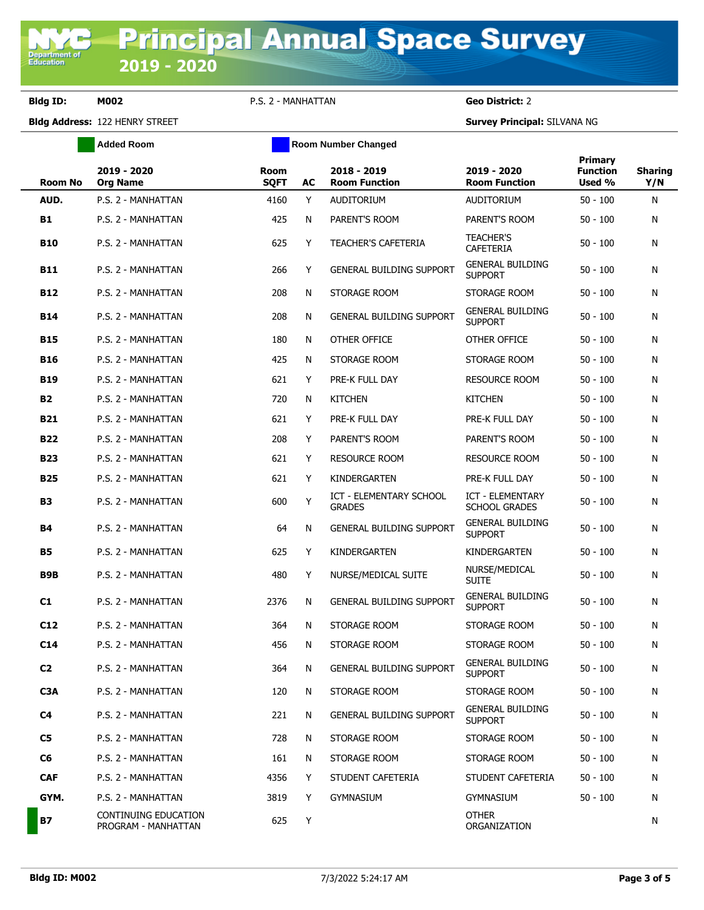# Principal Annual Space Survey 2019 - 2020

**Bldg ID:** M002 P.S. 2 - MANHATTAN **Geo District:** 2

**Bldg Address:** 122 HENRY STREET **Survey Principal:** SILVANA NG

Added Room | Room Number Changed

| Room No | 2019 - 2020 Org Name | Room SQFT | AC | 2018 - 2019 Room Function | 2019 - 2020 Room Function | Primary Function Used % | Sharing Y/N |
|---|---|---|---|---|---|---|---|
| AUD. | P.S. 2 - MANHATTAN | 4160 | Y | AUDITORIUM | AUDITORIUM | 50 - 100 | N |
| B1 | P.S. 2 - MANHATTAN | 425 | N | PARENT'S ROOM | PARENT'S ROOM | 50 - 100 | N |
| B10 | P.S. 2 - MANHATTAN | 625 | Y | TEACHER'S CAFETERIA | TEACHER'S CAFETERIA | 50 - 100 | N |
| B11 | P.S. 2 - MANHATTAN | 266 | Y | GENERAL BUILDING SUPPORT | GENERAL BUILDING SUPPORT | 50 - 100 | N |
| B12 | P.S. 2 - MANHATTAN | 208 | N | STORAGE ROOM | STORAGE ROOM | 50 - 100 | N |
| B14 | P.S. 2 - MANHATTAN | 208 | N | GENERAL BUILDING SUPPORT | GENERAL BUILDING SUPPORT | 50 - 100 | N |
| B15 | P.S. 2 - MANHATTAN | 180 | N | OTHER OFFICE | OTHER OFFICE | 50 - 100 | N |
| B16 | P.S. 2 - MANHATTAN | 425 | N | STORAGE ROOM | STORAGE ROOM | 50 - 100 | N |
| B19 | P.S. 2 - MANHATTAN | 621 | Y | PRE-K FULL DAY | RESOURCE ROOM | 50 - 100 | N |
| B2 | P.S. 2 - MANHATTAN | 720 | N | KITCHEN | KITCHEN | 50 - 100 | N |
| B21 | P.S. 2 - MANHATTAN | 621 | Y | PRE-K FULL DAY | PRE-K FULL DAY | 50 - 100 | N |
| B22 | P.S. 2 - MANHATTAN | 208 | Y | PARENT'S ROOM | PARENT'S ROOM | 50 - 100 | N |
| B23 | P.S. 2 - MANHATTAN | 621 | Y | RESOURCE ROOM | RESOURCE ROOM | 50 - 100 | N |
| B25 | P.S. 2 - MANHATTAN | 621 | Y | KINDERGARTEN | PRE-K FULL DAY | 50 - 100 | N |
| B3 | P.S. 2 - MANHATTAN | 600 | Y | ICT - ELEMENTARY SCHOOL GRADES | ICT - ELEMENTARY SCHOOL GRADES | 50 - 100 | N |
| B4 | P.S. 2 - MANHATTAN | 64 | N | GENERAL BUILDING SUPPORT | GENERAL BUILDING SUPPORT | 50 - 100 | N |
| B5 | P.S. 2 - MANHATTAN | 625 | Y | KINDERGARTEN | KINDERGARTEN | 50 - 100 | N |
| B9B | P.S. 2 - MANHATTAN | 480 | Y | NURSE/MEDICAL SUITE | NURSE/MEDICAL SUITE | 50 - 100 | N |
| C1 | P.S. 2 - MANHATTAN | 2376 | N | GENERAL BUILDING SUPPORT | GENERAL BUILDING SUPPORT | 50 - 100 | N |
| C12 | P.S. 2 - MANHATTAN | 364 | N | STORAGE ROOM | STORAGE ROOM | 50 - 100 | N |
| C14 | P.S. 2 - MANHATTAN | 456 | N | STORAGE ROOM | STORAGE ROOM | 50 - 100 | N |
| C2 | P.S. 2 - MANHATTAN | 364 | N | GENERAL BUILDING SUPPORT | GENERAL BUILDING SUPPORT | 50 - 100 | N |
| C3A | P.S. 2 - MANHATTAN | 120 | N | STORAGE ROOM | STORAGE ROOM | 50 - 100 | N |
| C4 | P.S. 2 - MANHATTAN | 221 | N | GENERAL BUILDING SUPPORT | GENERAL BUILDING SUPPORT | 50 - 100 | N |
| C5 | P.S. 2 - MANHATTAN | 728 | N | STORAGE ROOM | STORAGE ROOM | 50 - 100 | N |
| C6 | P.S. 2 - MANHATTAN | 161 | N | STORAGE ROOM | STORAGE ROOM | 50 - 100 | N |
| CAF | P.S. 2 - MANHATTAN | 4356 | Y | STUDENT CAFETERIA | STUDENT CAFETERIA | 50 - 100 | N |
| GYM. | P.S. 2 - MANHATTAN | 3819 | Y | GYMNASIUM | GYMNASIUM | 50 - 100 | N |
| B7 | CONTINUING EDUCATION PROGRAM - MANHATTAN | 625 | Y | | OTHER ORGANIZATION | | N |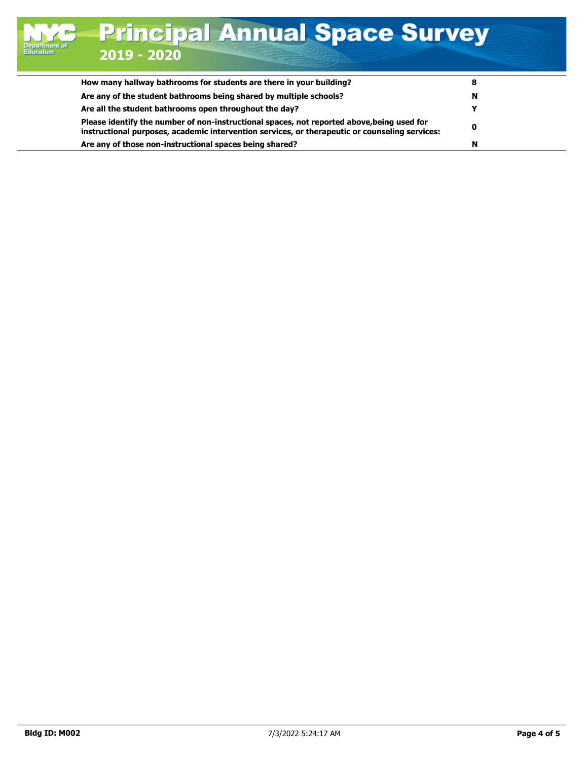| | |
|---|---|
| **How many hallway bathrooms for students are there in your building?** | **8** |
| **Are any of the student bathrooms being shared by multiple schools?** | **N** |
| **Are all the student bathrooms open throughout the day?** | **Y** |
| **Please identify the number of non-instructional spaces, not reported above,being used for instructional purposes, academic intervention services, or therapeutic or counseling services:** | **0** |
| **Are any of those non-instructional spaces being shared?** | **N** |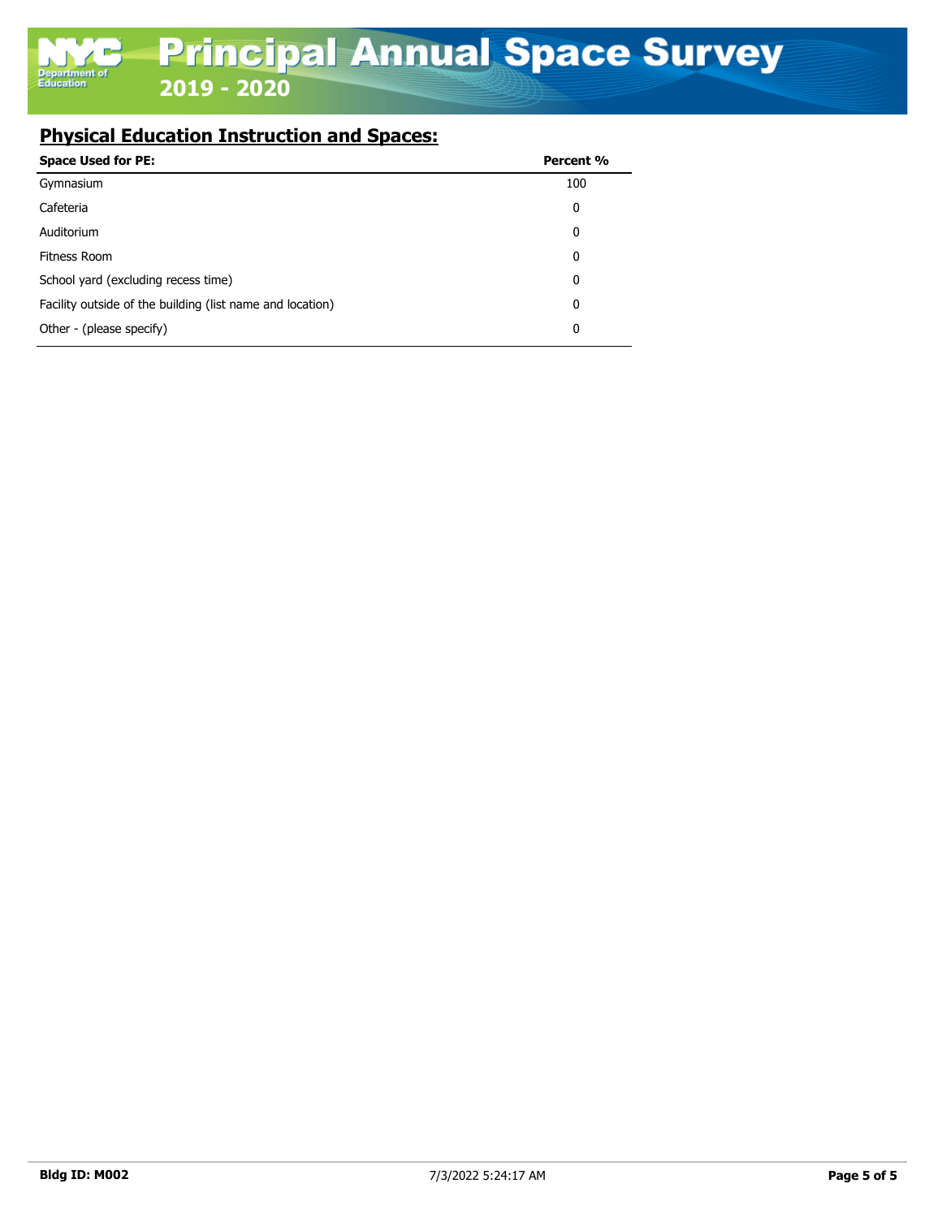## Physical Education Instruction and Spaces:

| Space Used for PE: | Percent % |
|---|---|
| Gymnasium | 100 |
| Cafeteria | 0 |
| Auditorium | 0 |
| Fitness Room | 0 |
| School yard (excluding recess time) | 0 |
| Facility outside of the building (list name and location) | 0 |
| Other - (please specify) | 0 |